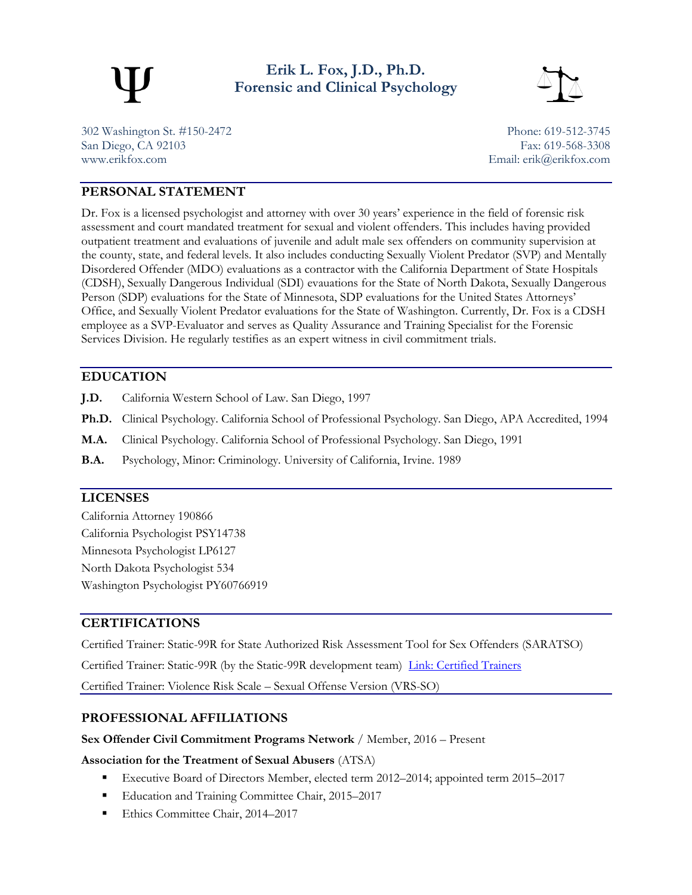# Erik L. Fox, J.D., Ph.D.
## Forensic and Clinical Psychology

302 Washington St. #150-2472
San Diego, CA 92103
www.erikfox.com

Phone: 619-512-3745
Fax: 619-568-3308
Email: erik@erikfox.com

## PERSONAL STATEMENT

Dr. Fox is a licensed psychologist and attorney with over 30 years' experience in the field of forensic risk assessment and court mandated treatment for sexual and violent offenders. This includes having provided outpatient treatment and evaluations of juvenile and adult male sex offenders on community supervision at the county, state, and federal levels. It also includes conducting Sexually Violent Predator (SVP) and Mentally Disordered Offender (MDO) evaluations as a contractor with the California Department of State Hospitals (CDSH), Sexually Dangerous Individual (SDI) evauations for the State of North Dakota, Sexually Dangerous Person (SDP) evaluations for the State of Minnesota, SDP evaluations for the United States Attorneys' Office, and Sexually Violent Predator evaluations for the State of Washington. Currently, Dr. Fox is a CDSH employee as a SVP-Evaluator and serves as Quality Assurance and Training Specialist for the Forensic Services Division. He regularly testifies as an expert witness in civil commitment trials.

## EDUCATION

**J.D.** California Western School of Law. San Diego, 1997

**Ph.D.** Clinical Psychology. California School of Professional Psychology. San Diego, APA Accredited, 1994

**M.A.** Clinical Psychology. California School of Professional Psychology. San Diego, 1991

**B.A.** Psychology, Minor: Criminology. University of California, Irvine. 1989

## LICENSES

California Attorney 190866
California Psychologist PSY14738
Minnesota Psychologist LP6127
North Dakota Psychologist 534
Washington Psychologist PY60766919

## CERTIFICATIONS

Certified Trainer: Static-99R for State Authorized Risk Assessment Tool for Sex Offenders (SARATSO)

Certified Trainer: Static-99R (by the Static-99R development team) [Link: Certified Trainers]

Certified Trainer: Violence Risk Scale – Sexual Offense Version (VRS-SO)

## PROFESSIONAL AFFILIATIONS

**Sex Offender Civil Commitment Programs Network** / Member, 2016 – Present

**Association for the Treatment of Sexual Abusers** (ATSA)

- Executive Board of Directors Member, elected term 2012–2014; appointed term 2015–2017
- Education and Training Committee Chair, 2015–2017
- Ethics Committee Chair, 2014–2017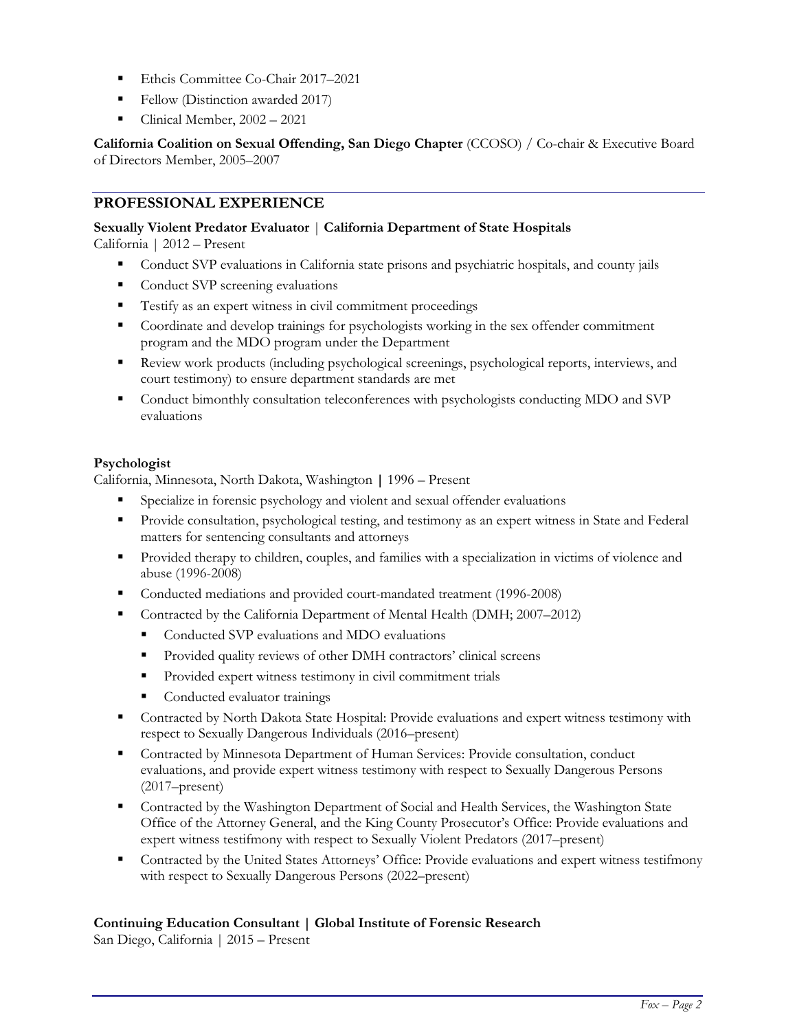- Ethcis Committee Co-Chair 2017–2021
- Fellow (Distinction awarded 2017)
- Clinical Member, 2002 – 2021

**California Coalition on Sexual Offending, San Diego Chapter** (CCOSO) / Co-chair & Executive Board of Directors Member, 2005–2007

## PROFESSIONAL EXPERIENCE

**Sexually Violent Predator Evaluator** | **California Department of State Hospitals**
California | 2012 – Present

- Conduct SVP evaluations in California state prisons and psychiatric hospitals, and county jails
- Conduct SVP screening evaluations
- Testify as an expert witness in civil commitment proceedings
- Coordinate and develop trainings for psychologists working in the sex offender commitment program and the MDO program under the Department
- Review work products (including psychological screenings, psychological reports, interviews, and court testimony) to ensure department standards are met
- Conduct bimonthly consultation teleconferences with psychologists conducting MDO and SVP evaluations

**Psychologist**
California, Minnesota, North Dakota, Washington **|** 1996 – Present

- Specialize in forensic psychology and violent and sexual offender evaluations
- Provide consultation, psychological testing, and testimony as an expert witness in State and Federal matters for sentencing consultants and attorneys
- Provided therapy to children, couples, and families with a specialization in victims of violence and abuse (1996-2008)
- Conducted mediations and provided court-mandated treatment (1996-2008)
- Contracted by the California Department of Mental Health (DMH; 2007–2012)
  - Conducted SVP evaluations and MDO evaluations
  - Provided quality reviews of other DMH contractors' clinical screens
  - Provided expert witness testimony in civil commitment trials
  - Conducted evaluator trainings
- Contracted by North Dakota State Hospital: Provide evaluations and expert witness testimony with respect to Sexually Dangerous Individuals (2016–present)
- Contracted by Minnesota Department of Human Services: Provide consultation, conduct evaluations, and provide expert witness testimony with respect to Sexually Dangerous Persons (2017–present)
- Contracted by the Washington Department of Social and Health Services, the Washington State Office of the Attorney General, and the King County Prosecutor's Office: Provide evaluations and expert witness testifmony with respect to Sexually Violent Predators (2017–present)
- Contracted by the United States Attorneys' Office: Provide evaluations and expert witness testifmony with respect to Sexually Dangerous Persons (2022–present)

**Continuing Education Consultant | Global Institute of Forensic Research**
San Diego, California | 2015 – Present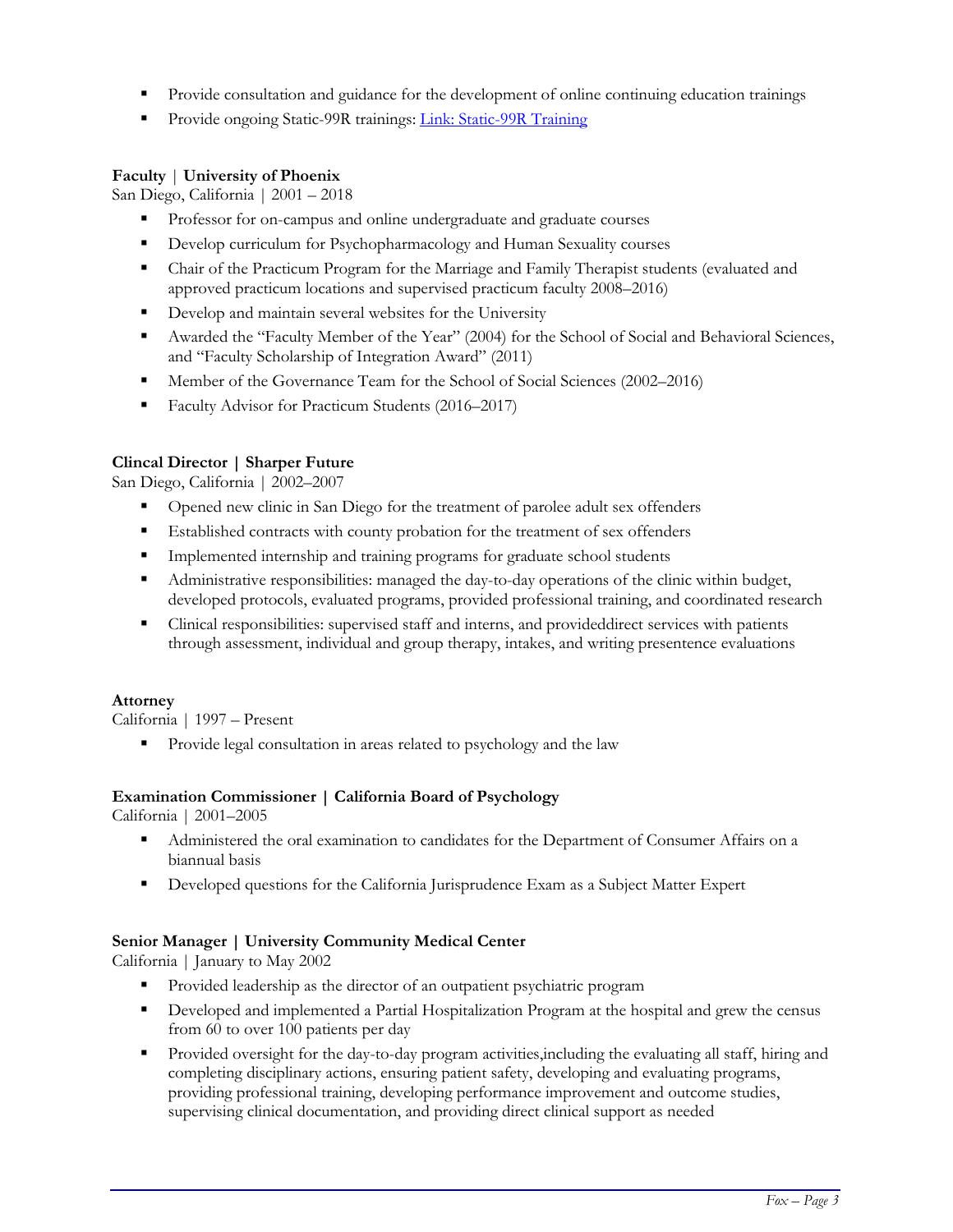- Provide consultation and guidance for the development of online continuing education trainings
- Provide ongoing Static-99R trainings: [Link: Static-99R Training]()

**Faculty** | **University of Phoenix**
San Diego, California | 2001 – 2018

- Professor for on-campus and online undergraduate and graduate courses
- Develop curriculum for Psychopharmacology and Human Sexuality courses
- Chair of the Practicum Program for the Marriage and Family Therapist students (evaluated and approved practicum locations and supervised practicum faculty 2008–2016)
- Develop and maintain several websites for the University
- Awarded the "Faculty Member of the Year" (2004) for the School of Social and Behavioral Sciences, and "Faculty Scholarship of Integration Award" (2011)
- Member of the Governance Team for the School of Social Sciences (2002–2016)
- Faculty Advisor for Practicum Students (2016–2017)

**Clincal Director | Sharper Future**
San Diego, California | 2002–2007

- Opened new clinic in San Diego for the treatment of parolee adult sex offenders
- Established contracts with county probation for the treatment of sex offenders
- Implemented internship and training programs for graduate school students
- Administrative responsibilities: managed the day-to-day operations of the clinic within budget, developed protocols, evaluated programs, provided professional training, and coordinated research
- Clinical responsibilities: supervised staff and interns, and provideddirect services with patients through assessment, individual and group therapy, intakes, and writing presentence evaluations

**Attorney**
California | 1997 – Present

- Provide legal consultation in areas related to psychology and the law

**Examination Commissioner | California Board of Psychology**
California | 2001–2005

- Administered the oral examination to candidates for the Department of Consumer Affairs on a biannual basis
- Developed questions for the California Jurisprudence Exam as a Subject Matter Expert

**Senior Manager | University Community Medical Center**
California | January to May 2002

- Provided leadership as the director of an outpatient psychiatric program
- Developed and implemented a Partial Hospitalization Program at the hospital and grew the census from 60 to over 100 patients per day
- Provided oversight for the day-to-day program activities,including the evaluating all staff, hiring and completing disciplinary actions, ensuring patient safety, developing and evaluating programs, providing professional training, developing performance improvement and outcome studies, supervising clinical documentation, and providing direct clinical support as needed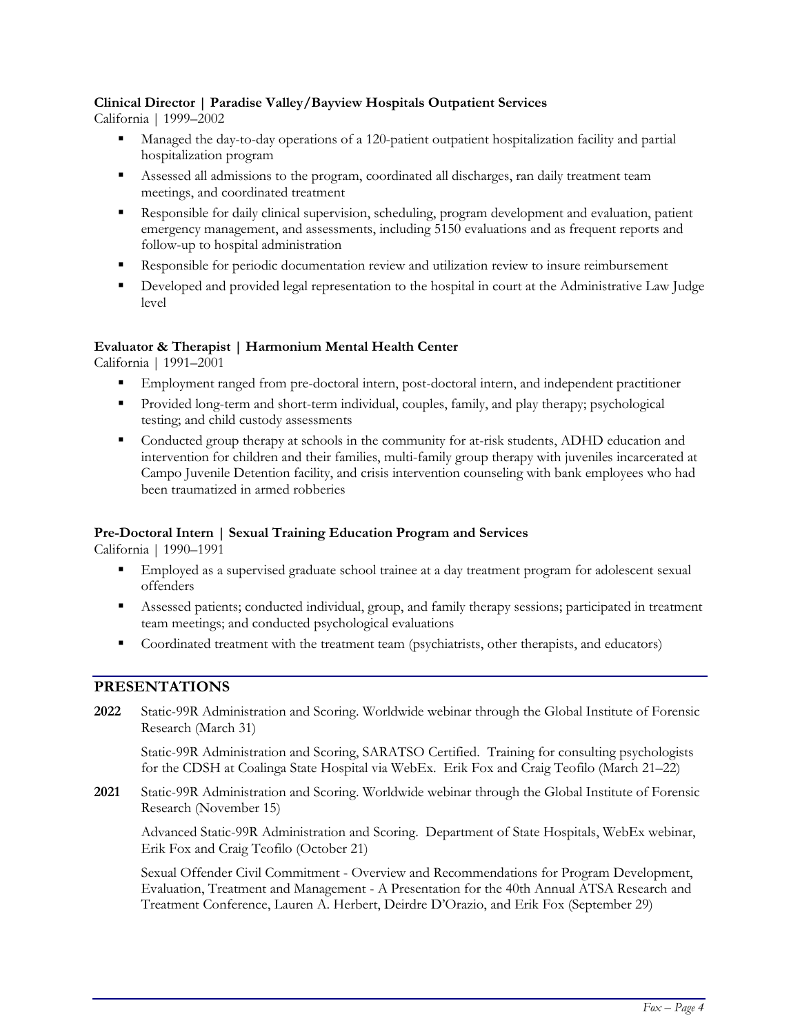**Clinical Director | Paradise Valley/Bayview Hospitals Outpatient Services**
California | 1999–2002

- Managed the day-to-day operations of a 120-patient outpatient hospitalization facility and partial hospitalization program
- Assessed all admissions to the program, coordinated all discharges, ran daily treatment team meetings, and coordinated treatment
- Responsible for daily clinical supervision, scheduling, program development and evaluation, patient emergency management, and assessments, including 5150 evaluations and as frequent reports and follow-up to hospital administration
- Responsible for periodic documentation review and utilization review to insure reimbursement
- Developed and provided legal representation to the hospital in court at the Administrative Law Judge level

**Evaluator & Therapist | Harmonium Mental Health Center**
California | 1991–2001

- Employment ranged from pre-doctoral intern, post-doctoral intern, and independent practitioner
- Provided long-term and short-term individual, couples, family, and play therapy; psychological testing; and child custody assessments
- Conducted group therapy at schools in the community for at-risk students, ADHD education and intervention for children and their families, multi-family group therapy with juveniles incarcerated at Campo Juvenile Detention facility, and crisis intervention counseling with bank employees who had been traumatized in armed robberies

**Pre-Doctoral Intern | Sexual Training Education Program and Services**
California | 1990–1991

- Employed as a supervised graduate school trainee at a day treatment program for adolescent sexual offenders
- Assessed patients; conducted individual, group, and family therapy sessions; participated in treatment team meetings; and conducted psychological evaluations
- Coordinated treatment with the treatment team (psychiatrists, other therapists, and educators)

## PRESENTATIONS

**2022** Static-99R Administration and Scoring. Worldwide webinar through the Global Institute of Forensic Research (March 31)

Static-99R Administration and Scoring, SARATSO Certified. Training for consulting psychologists for the CDSH at Coalinga State Hospital via WebEx. Erik Fox and Craig Teofilo (March 21–22)

**2021** Static-99R Administration and Scoring. Worldwide webinar through the Global Institute of Forensic Research (November 15)

Advanced Static-99R Administration and Scoring. Department of State Hospitals, WebEx webinar, Erik Fox and Craig Teofilo (October 21)

Sexual Offender Civil Commitment - Overview and Recommendations for Program Development, Evaluation, Treatment and Management - A Presentation for the 40th Annual ATSA Research and Treatment Conference, Lauren A. Herbert, Deirdre D'Orazio, and Erik Fox (September 29)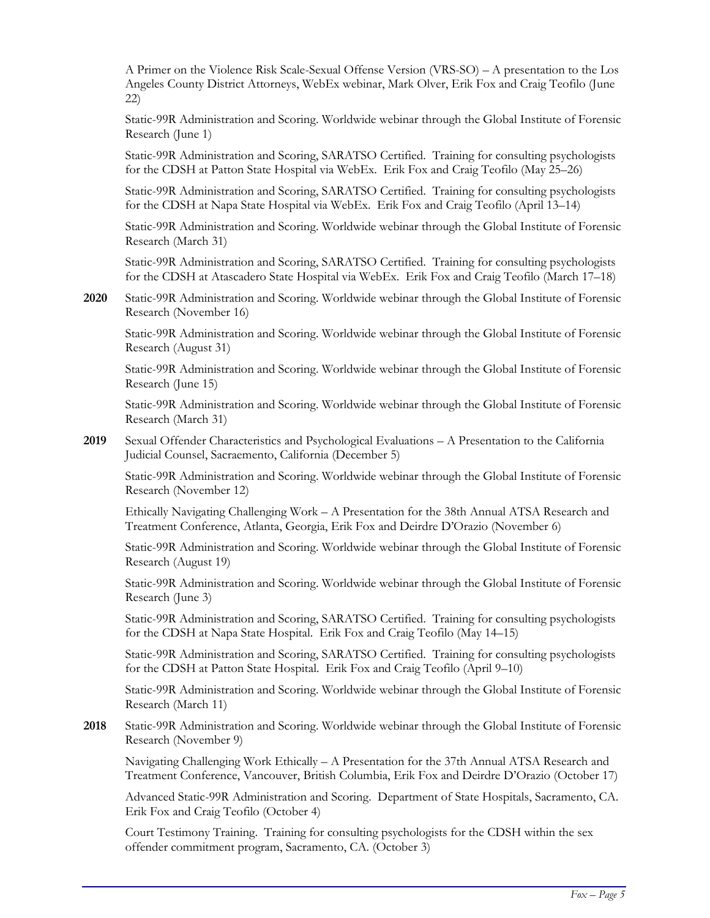A Primer on the Violence Risk Scale-Sexual Offense Version (VRS-SO) – A presentation to the Los Angeles County District Attorneys, WebEx webinar, Mark Olver, Erik Fox and Craig Teofilo (June 22)

Static-99R Administration and Scoring. Worldwide webinar through the Global Institute of Forensic Research (June 1)

Static-99R Administration and Scoring, SARATSO Certified. Training for consulting psychologists for the CDSH at Patton State Hospital via WebEx. Erik Fox and Craig Teofilo (May 25–26)

Static-99R Administration and Scoring, SARATSO Certified. Training for consulting psychologists for the CDSH at Napa State Hospital via WebEx. Erik Fox and Craig Teofilo (April 13–14)

Static-99R Administration and Scoring. Worldwide webinar through the Global Institute of Forensic Research (March 31)

Static-99R Administration and Scoring, SARATSO Certified. Training for consulting psychologists for the CDSH at Atascadero State Hospital via WebEx. Erik Fox and Craig Teofilo (March 17–18)

**2020** Static-99R Administration and Scoring. Worldwide webinar through the Global Institute of Forensic Research (November 16)

Static-99R Administration and Scoring. Worldwide webinar through the Global Institute of Forensic Research (August 31)

Static-99R Administration and Scoring. Worldwide webinar through the Global Institute of Forensic Research (June 15)

Static-99R Administration and Scoring. Worldwide webinar through the Global Institute of Forensic Research (March 31)

**2019** Sexual Offender Characteristics and Psychological Evaluations – A Presentation to the California Judicial Counsel, Sacraemento, California (December 5)

Static-99R Administration and Scoring. Worldwide webinar through the Global Institute of Forensic Research (November 12)

Ethically Navigating Challenging Work – A Presentation for the 38th Annual ATSA Research and Treatment Conference, Atlanta, Georgia, Erik Fox and Deirdre D'Orazio (November 6)

Static-99R Administration and Scoring. Worldwide webinar through the Global Institute of Forensic Research (August 19)

Static-99R Administration and Scoring. Worldwide webinar through the Global Institute of Forensic Research (June 3)

Static-99R Administration and Scoring, SARATSO Certified. Training for consulting psychologists for the CDSH at Napa State Hospital. Erik Fox and Craig Teofilo (May 14–15)

Static-99R Administration and Scoring, SARATSO Certified. Training for consulting psychologists for the CDSH at Patton State Hospital. Erik Fox and Craig Teofilo (April 9–10)

Static-99R Administration and Scoring. Worldwide webinar through the Global Institute of Forensic Research (March 11)

**2018** Static-99R Administration and Scoring. Worldwide webinar through the Global Institute of Forensic Research (November 9)

Navigating Challenging Work Ethically – A Presentation for the 37th Annual ATSA Research and Treatment Conference, Vancouver, British Columbia, Erik Fox and Deirdre D'Orazio (October 17)

Advanced Static-99R Administration and Scoring. Department of State Hospitals, Sacramento, CA. Erik Fox and Craig Teofilo (October 4)

Court Testimony Training. Training for consulting psychologists for the CDSH within the sex offender commitment program, Sacramento, CA. (October 3)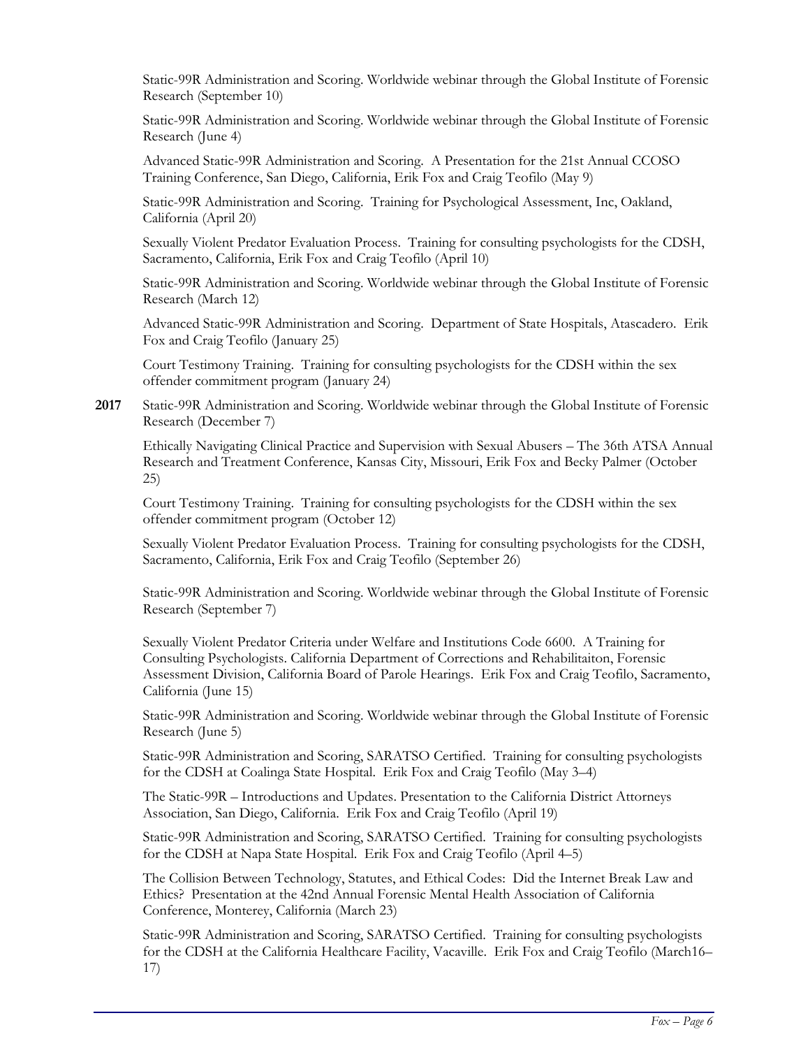Static-99R Administration and Scoring. Worldwide webinar through the Global Institute of Forensic Research (September 10)

Static-99R Administration and Scoring. Worldwide webinar through the Global Institute of Forensic Research (June 4)

Advanced Static-99R Administration and Scoring. A Presentation for the 21st Annual CCOSO Training Conference, San Diego, California, Erik Fox and Craig Teofilo (May 9)

Static-99R Administration and Scoring. Training for Psychological Assessment, Inc, Oakland, California (April 20)

Sexually Violent Predator Evaluation Process. Training for consulting psychologists for the CDSH, Sacramento, California, Erik Fox and Craig Teofilo (April 10)

Static-99R Administration and Scoring. Worldwide webinar through the Global Institute of Forensic Research (March 12)

Advanced Static-99R Administration and Scoring. Department of State Hospitals, Atascadero. Erik Fox and Craig Teofilo (January 25)

Court Testimony Training. Training for consulting psychologists for the CDSH within the sex offender commitment program (January 24)

**2017** Static-99R Administration and Scoring. Worldwide webinar through the Global Institute of Forensic Research (December 7)

Ethically Navigating Clinical Practice and Supervision with Sexual Abusers – The 36th ATSA Annual Research and Treatment Conference, Kansas City, Missouri, Erik Fox and Becky Palmer (October 25)

Court Testimony Training. Training for consulting psychologists for the CDSH within the sex offender commitment program (October 12)

Sexually Violent Predator Evaluation Process. Training for consulting psychologists for the CDSH, Sacramento, California, Erik Fox and Craig Teofilo (September 26)

Static-99R Administration and Scoring. Worldwide webinar through the Global Institute of Forensic Research (September 7)

Sexually Violent Predator Criteria under Welfare and Institutions Code 6600. A Training for Consulting Psychologists. California Department of Corrections and Rehabilitaiton, Forensic Assessment Division, California Board of Parole Hearings. Erik Fox and Craig Teofilo, Sacramento, California (June 15)

Static-99R Administration and Scoring. Worldwide webinar through the Global Institute of Forensic Research (June 5)

Static-99R Administration and Scoring, SARATSO Certified. Training for consulting psychologists for the CDSH at Coalinga State Hospital. Erik Fox and Craig Teofilo (May 3–4)

The Static-99R – Introductions and Updates. Presentation to the California District Attorneys Association, San Diego, California. Erik Fox and Craig Teofilo (April 19)

Static-99R Administration and Scoring, SARATSO Certified. Training for consulting psychologists for the CDSH at Napa State Hospital. Erik Fox and Craig Teofilo (April 4–5)

The Collision Between Technology, Statutes, and Ethical Codes: Did the Internet Break Law and Ethics? Presentation at the 42nd Annual Forensic Mental Health Association of California Conference, Monterey, California (March 23)

Static-99R Administration and Scoring, SARATSO Certified. Training for consulting psychologists for the CDSH at the California Healthcare Facility, Vacaville. Erik Fox and Craig Teofilo (March16–17)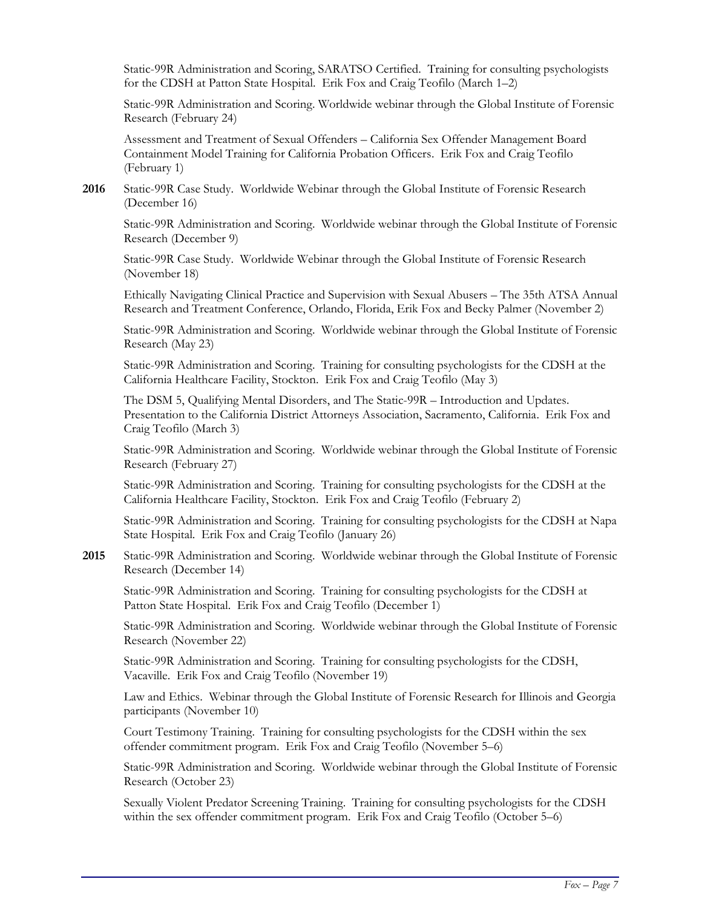Static-99R Administration and Scoring, SARATSO Certified. Training for consulting psychologists for the CDSH at Patton State Hospital. Erik Fox and Craig Teofilo (March 1–2)

Static-99R Administration and Scoring. Worldwide webinar through the Global Institute of Forensic Research (February 24)

Assessment and Treatment of Sexual Offenders – California Sex Offender Management Board Containment Model Training for California Probation Officers. Erik Fox and Craig Teofilo (February 1)

**2016** Static-99R Case Study. Worldwide Webinar through the Global Institute of Forensic Research (December 16)

Static-99R Administration and Scoring. Worldwide webinar through the Global Institute of Forensic Research (December 9)

Static-99R Case Study. Worldwide Webinar through the Global Institute of Forensic Research (November 18)

Ethically Navigating Clinical Practice and Supervision with Sexual Abusers – The 35th ATSA Annual Research and Treatment Conference, Orlando, Florida, Erik Fox and Becky Palmer (November 2)

Static-99R Administration and Scoring. Worldwide webinar through the Global Institute of Forensic Research (May 23)

Static-99R Administration and Scoring. Training for consulting psychologists for the CDSH at the California Healthcare Facility, Stockton. Erik Fox and Craig Teofilo (May 3)

The DSM 5, Qualifying Mental Disorders, and The Static-99R – Introduction and Updates. Presentation to the California District Attorneys Association, Sacramento, California. Erik Fox and Craig Teofilo (March 3)

Static-99R Administration and Scoring. Worldwide webinar through the Global Institute of Forensic Research (February 27)

Static-99R Administration and Scoring. Training for consulting psychologists for the CDSH at the California Healthcare Facility, Stockton. Erik Fox and Craig Teofilo (February 2)

Static-99R Administration and Scoring. Training for consulting psychologists for the CDSH at Napa State Hospital. Erik Fox and Craig Teofilo (January 26)

**2015** Static-99R Administration and Scoring. Worldwide webinar through the Global Institute of Forensic Research (December 14)

Static-99R Administration and Scoring. Training for consulting psychologists for the CDSH at Patton State Hospital. Erik Fox and Craig Teofilo (December 1)

Static-99R Administration and Scoring. Worldwide webinar through the Global Institute of Forensic Research (November 22)

Static-99R Administration and Scoring. Training for consulting psychologists for the CDSH, Vacaville. Erik Fox and Craig Teofilo (November 19)

Law and Ethics. Webinar through the Global Institute of Forensic Research for Illinois and Georgia participants (November 10)

Court Testimony Training. Training for consulting psychologists for the CDSH within the sex offender commitment program. Erik Fox and Craig Teofilo (November 5–6)

Static-99R Administration and Scoring. Worldwide webinar through the Global Institute of Forensic Research (October 23)

Sexually Violent Predator Screening Training. Training for consulting psychologists for the CDSH within the sex offender commitment program. Erik Fox and Craig Teofilo (October 5–6)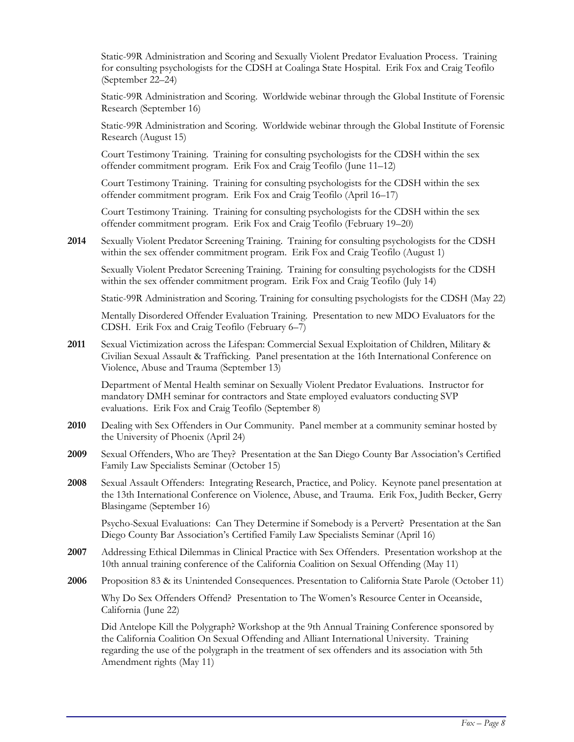Static-99R Administration and Scoring and Sexually Violent Predator Evaluation Process. Training for consulting psychologists for the CDSH at Coalinga State Hospital. Erik Fox and Craig Teofilo (September 22–24)

Static-99R Administration and Scoring. Worldwide webinar through the Global Institute of Forensic Research (September 16)

Static-99R Administration and Scoring. Worldwide webinar through the Global Institute of Forensic Research (August 15)

Court Testimony Training. Training for consulting psychologists for the CDSH within the sex offender commitment program. Erik Fox and Craig Teofilo (June 11–12)

Court Testimony Training. Training for consulting psychologists for the CDSH within the sex offender commitment program. Erik Fox and Craig Teofilo (April 16–17)

Court Testimony Training. Training for consulting psychologists for the CDSH within the sex offender commitment program. Erik Fox and Craig Teofilo (February 19–20)

**2014** Sexually Violent Predator Screening Training. Training for consulting psychologists for the CDSH within the sex offender commitment program. Erik Fox and Craig Teofilo (August 1)

Sexually Violent Predator Screening Training. Training for consulting psychologists for the CDSH within the sex offender commitment program. Erik Fox and Craig Teofilo (July 14)

Static-99R Administration and Scoring. Training for consulting psychologists for the CDSH (May 22)

Mentally Disordered Offender Evaluation Training. Presentation to new MDO Evaluators for the CDSH. Erik Fox and Craig Teofilo (February 6–7)

**2011** Sexual Victimization across the Lifespan: Commercial Sexual Exploitation of Children, Military & Civilian Sexual Assault & Trafficking. Panel presentation at the 16th International Conference on Violence, Abuse and Trauma (September 13)

Department of Mental Health seminar on Sexually Violent Predator Evaluations. Instructor for mandatory DMH seminar for contractors and State employed evaluators conducting SVP evaluations. Erik Fox and Craig Teofilo (September 8)

**2010** Dealing with Sex Offenders in Our Community. Panel member at a community seminar hosted by the University of Phoenix (April 24)

**2009** Sexual Offenders, Who are They? Presentation at the San Diego County Bar Association's Certified Family Law Specialists Seminar (October 15)

**2008** Sexual Assault Offenders: Integrating Research, Practice, and Policy. Keynote panel presentation at the 13th International Conference on Violence, Abuse, and Trauma. Erik Fox, Judith Becker, Gerry Blasingame (September 16)

Psycho-Sexual Evaluations: Can They Determine if Somebody is a Pervert? Presentation at the San Diego County Bar Association's Certified Family Law Specialists Seminar (April 16)

**2007** Addressing Ethical Dilemmas in Clinical Practice with Sex Offenders. Presentation workshop at the 10th annual training conference of the California Coalition on Sexual Offending (May 11)

**2006** Proposition 83 & its Unintended Consequences. Presentation to California State Parole (October 11)

Why Do Sex Offenders Offend? Presentation to The Women's Resource Center in Oceanside, California (June 22)

Did Antelope Kill the Polygraph? Workshop at the 9th Annual Training Conference sponsored by the California Coalition On Sexual Offending and Alliant International University. Training regarding the use of the polygraph in the treatment of sex offenders and its association with 5th Amendment rights (May 11)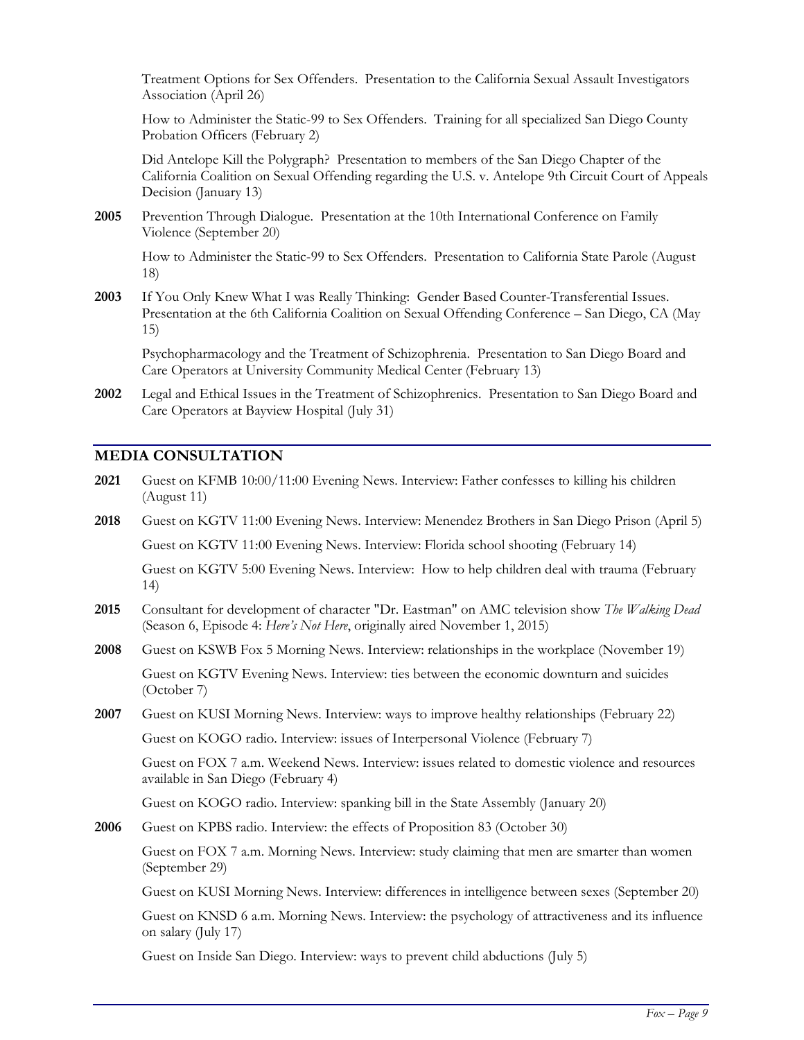Treatment Options for Sex Offenders. Presentation to the California Sexual Assault Investigators Association (April 26)

How to Administer the Static-99 to Sex Offenders. Training for all specialized San Diego County Probation Officers (February 2)

Did Antelope Kill the Polygraph? Presentation to members of the San Diego Chapter of the California Coalition on Sexual Offending regarding the U.S. v. Antelope 9th Circuit Court of Appeals Decision (January 13)

**2005** Prevention Through Dialogue. Presentation at the 10th International Conference on Family Violence (September 20)

How to Administer the Static-99 to Sex Offenders. Presentation to California State Parole (August 18)

**2003** If You Only Knew What I was Really Thinking: Gender Based Counter-Transferential Issues. Presentation at the 6th California Coalition on Sexual Offending Conference – San Diego, CA (May 15)

Psychopharmacology and the Treatment of Schizophrenia. Presentation to San Diego Board and Care Operators at University Community Medical Center (February 13)

**2002** Legal and Ethical Issues in the Treatment of Schizophrenics. Presentation to San Diego Board and Care Operators at Bayview Hospital (July 31)

## MEDIA CONSULTATION

**2021** Guest on KFMB 10:00/11:00 Evening News. Interview: Father confesses to killing his children (August 11)

**2018** Guest on KGTV 11:00 Evening News. Interview: Menendez Brothers in San Diego Prison (April 5)

Guest on KGTV 11:00 Evening News. Interview: Florida school shooting (February 14)

Guest on KGTV 5:00 Evening News. Interview: How to help children deal with trauma (February 14)

**2015** Consultant for development of character "Dr. Eastman" on AMC television show *The Walking Dead* (Season 6, Episode 4: *Here's Not Here*, originally aired November 1, 2015)

**2008** Guest on KSWB Fox 5 Morning News. Interview: relationships in the workplace (November 19)

Guest on KGTV Evening News. Interview: ties between the economic downturn and suicides (October 7)

**2007** Guest on KUSI Morning News. Interview: ways to improve healthy relationships (February 22)

Guest on KOGO radio. Interview: issues of Interpersonal Violence (February 7)

Guest on FOX 7 a.m. Weekend News. Interview: issues related to domestic violence and resources available in San Diego (February 4)

Guest on KOGO radio. Interview: spanking bill in the State Assembly (January 20)

**2006** Guest on KPBS radio. Interview: the effects of Proposition 83 (October 30)

Guest on FOX 7 a.m. Morning News. Interview: study claiming that men are smarter than women (September 29)

Guest on KUSI Morning News. Interview: differences in intelligence between sexes (September 20)

Guest on KNSD 6 a.m. Morning News. Interview: the psychology of attractiveness and its influence on salary (July 17)

Guest on Inside San Diego. Interview: ways to prevent child abductions (July 5)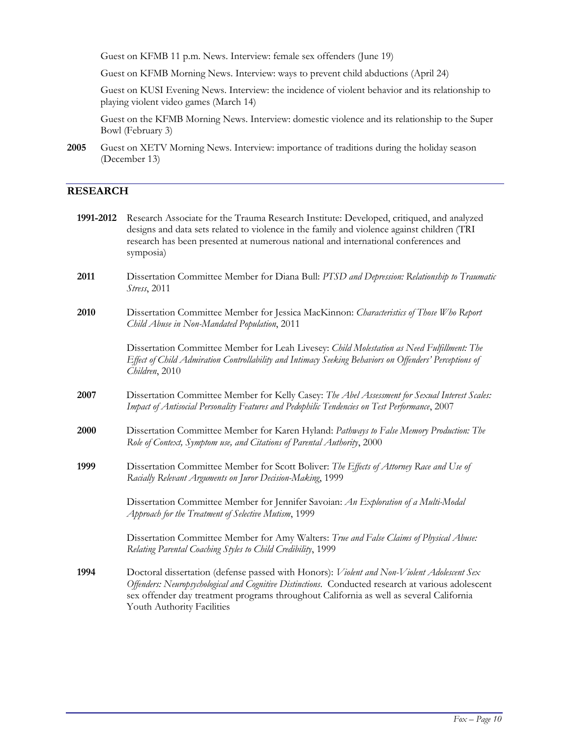Guest on KFMB 11 p.m. News. Interview: female sex offenders (June 19)

Guest on KFMB Morning News. Interview: ways to prevent child abductions (April 24)

Guest on KUSI Evening News. Interview: the incidence of violent behavior and its relationship to playing violent video games (March 14)

Guest on the KFMB Morning News. Interview: domestic violence and its relationship to the Super Bowl (February 3)

**2005** Guest on XETV Morning News. Interview: importance of traditions during the holiday season (December 13)

## RESEARCH

**1991-2012** Research Associate for the Trauma Research Institute: Developed, critiqued, and analyzed designs and data sets related to violence in the family and violence against children (TRI research has been presented at numerous national and international conferences and symposia)

**2011** Dissertation Committee Member for Diana Bull: *PTSD and Depression: Relationship to Traumatic Stress*, 2011

**2010** Dissertation Committee Member for Jessica MacKinnon: *Characteristics of Those Who Report Child Abuse in Non-Mandated Population*, 2011

Dissertation Committee Member for Leah Livesey: *Child Molestation as Need Fulfillment: The Effect of Child Admiration Controllability and Intimacy Seeking Behaviors on Offenders' Perceptions of Children*, 2010

**2007** Dissertation Committee Member for Kelly Casey: *The Abel Assessment for Sexual Interest Scales: Impact of Antisocial Personality Features and Pedophilic Tendencies on Test Performance*, 2007

**2000** Dissertation Committee Member for Karen Hyland: *Pathways to False Memory Production: The Role of Context, Symptom use, and Citations of Parental Authority*, 2000

**1999** Dissertation Committee Member for Scott Boliver: *The Effects of Attorney Race and Use of Racially Relevant Arguments on Juror Decision-Making*, 1999

Dissertation Committee Member for Jennifer Savoian: *An Exploration of a Multi-Modal Approach for the Treatment of Selective Mutism*, 1999

Dissertation Committee Member for Amy Walters: *True and False Claims of Physical Abuse: Relating Parental Coaching Styles to Child Credibility*, 1999

**1994** Doctoral dissertation (defense passed with Honors): *Violent and Non-Violent Adolescent Sex Offenders: Neuropsychological and Cognitive Distinctions*. Conducted research at various adolescent sex offender day treatment programs throughout California as well as several California Youth Authority Facilities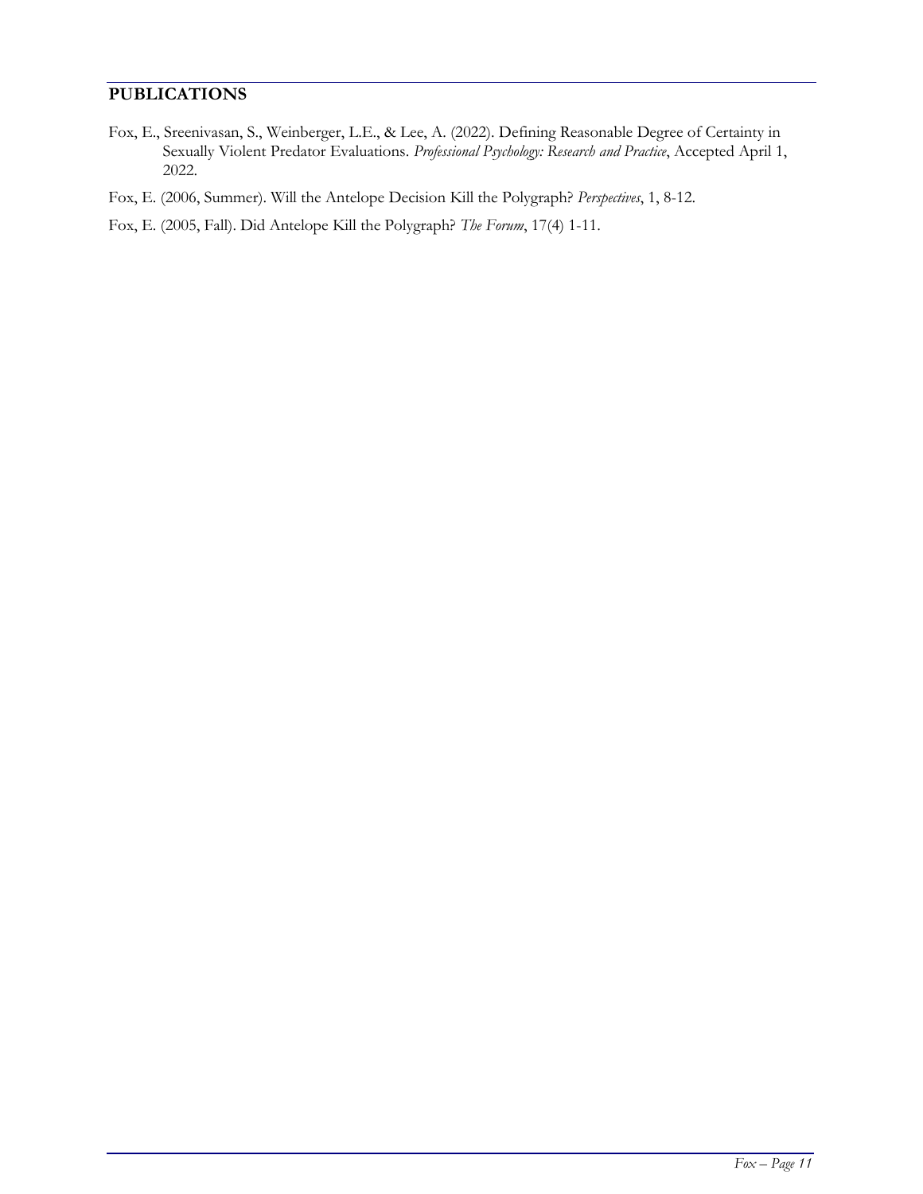## PUBLICATIONS

Fox, E., Sreenivasan, S., Weinberger, L.E., & Lee, A. (2022). Defining Reasonable Degree of Certainty in Sexually Violent Predator Evaluations. *Professional Psychology: Research and Practice*, Accepted April 1, 2022.

Fox, E. (2006, Summer). Will the Antelope Decision Kill the Polygraph? *Perspectives*, 1, 8-12.

Fox, E. (2005, Fall). Did Antelope Kill the Polygraph? *The Forum*, 17(4) 1-11.